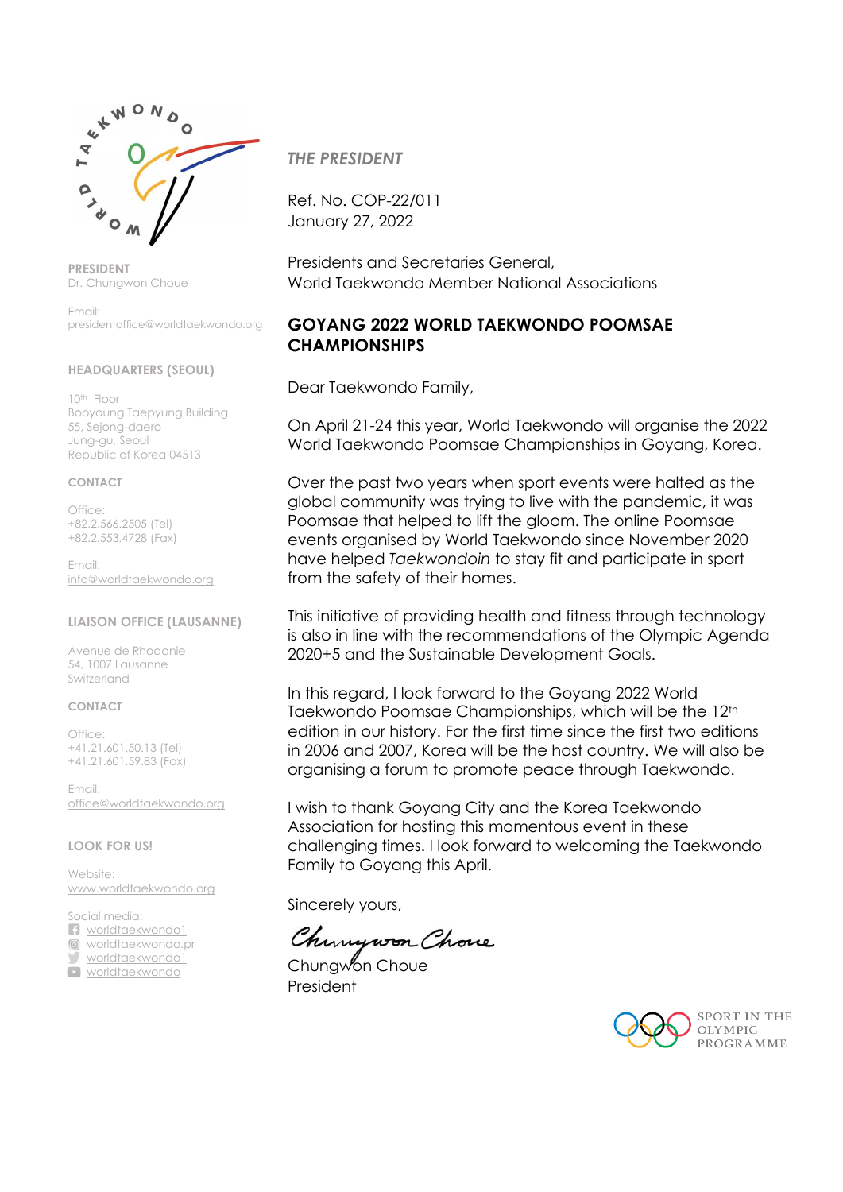**PRESIDENT**
Dr. Chungwon Choue

Email:
presidentoffice@worldtaekwondo.org

**HEADQUARTERS (SEOUL)**

10th Floor
Booyoung Taepyung Building
55, Sejong-daero
Jung-gu, Seoul
Republic of Korea 04513

**CONTACT**

Office:
+82.2.566.2505 (Tel)
+82.2.553.4728 (Fax)

Email:
info@worldtaekwondo.org

**LIAISON OFFICE (LAUSANNE)**

Avenue de Rhodanie
54, 1007 Lausanne
Switzerland

**CONTACT**

Office:
+41.21.601.50.13 (Tel)
+41.21.601.59.83 (Fax)

Email:
office@worldtaekwondo.org

**LOOK FOR US!**

Website:
www.worldtaekwondo.org

Social media:
worldtaekwondo1
worldtaekwondo.pr
worldtaekwondo1
worldtaekwondo

***THE PRESIDENT***

Ref. No. COP-22/011
January 27, 2022

Presidents and Secretaries General,
World Taekwondo Member National Associations

**GOYANG 2022 WORLD TAEKWONDO POOMSAE CHAMPIONSHIPS**

Dear Taekwondo Family,

On April 21-24 this year, World Taekwondo will organise the 2022 World Taekwondo Poomsae Championships in Goyang, Korea.

Over the past two years when sport events were halted as the global community was trying to live with the pandemic, it was Poomsae that helped to lift the gloom. The online Poomsae events organised by World Taekwondo since November 2020 have helped *Taekwondoin* to stay fit and participate in sport from the safety of their homes.

This initiative of providing health and fitness through technology is also in line with the recommendations of the Olympic Agenda 2020+5 and the Sustainable Development Goals.

In this regard, I look forward to the Goyang 2022 World Taekwondo Poomsae Championships, which will be the 12th edition in our history. For the first time since the first two editions in 2006 and 2007, Korea will be the host country. We will also be organising a forum to promote peace through Taekwondo.

I wish to thank Goyang City and the Korea Taekwondo Association for hosting this momentous event in these challenging times. I look forward to welcoming the Taekwondo Family to Goyang this April.

Sincerely yours,

Chungwon Choue
President

SPORT IN THE OLYMPIC PROGRAMME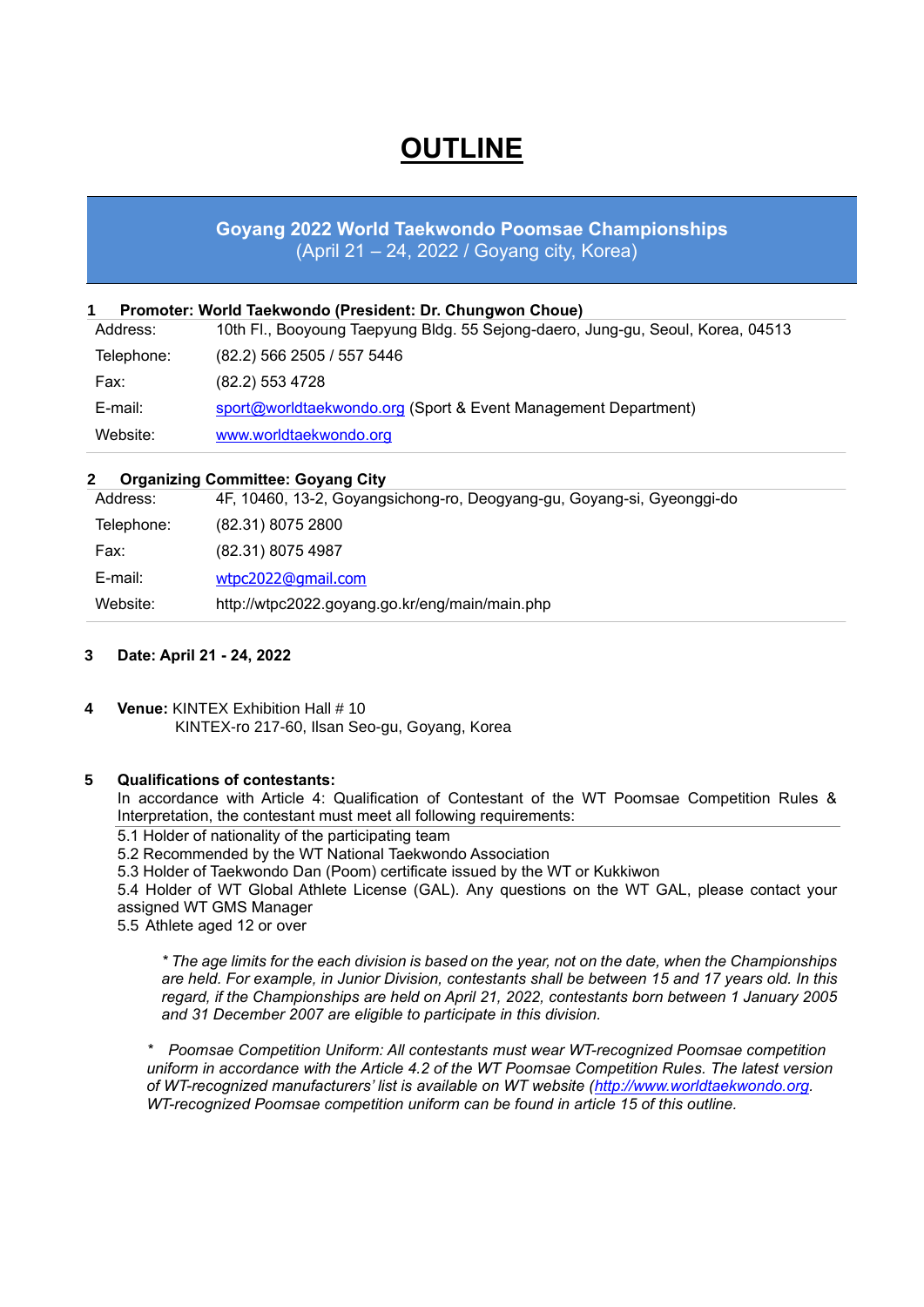# OUTLINE

**Goyang 2022 World Taekwondo Poomsae Championships**
(April 21 – 24, 2022 / Goyang city, Korea)

**1 Promoter: World Taekwondo (President: Dr. Chungwon Choue)**

| | |
|---|---|
| Address: | 10th Fl., Booyoung Taepyung Bldg. 55 Sejong-daero, Jung-gu, Seoul, Korea, 04513 |
| Telephone: | (82.2) 566 2505 / 557 5446 |
| Fax: | (82.2) 553 4728 |
| E-mail: | sport@worldtaekwondo.org (Sport & Event Management Department) |
| Website: | www.worldtaekwondo.org |

**2 Organizing Committee: Goyang City**

| | |
|---|---|
| Address: | 4F, 10460, 13-2, Goyangsichong-ro, Deogyang-gu, Goyang-si, Gyeonggi-do |
| Telephone: | (82.31) 8075 2800 |
| Fax: | (82.31) 8075 4987 |
| E-mail: | wtpc2022@gmail.com |
| Website: | http://wtpc2022.goyang.go.kr/eng/main/main.php |

**3 Date: April 21 - 24, 2022**

**4 Venue:** KINTEX Exhibition Hall # 10
KINTEX-ro 217-60, Ilsan Seo-gu, Goyang, Korea

**5 Qualifications of contestants:**

In accordance with Article 4: Qualification of Contestant of the WT Poomsae Competition Rules & Interpretation, the contestant must meet all following requirements:

5.1 Holder of nationality of the participating team
5.2 Recommended by the WT National Taekwondo Association
5.3 Holder of Taekwondo Dan (Poom) certificate issued by the WT or Kukkiwon
5.4 Holder of WT Global Athlete License (GAL). Any questions on the WT GAL, please contact your assigned WT GMS Manager
5.5 Athlete aged 12 or over

*\* The age limits for the each division is based on the year, not on the date, when the Championships are held. For example, in Junior Division, contestants shall be between 15 and 17 years old. In this regard, if the Championships are held on April 21, 2022, contestants born between 1 January 2005 and 31 December 2007 are eligible to participate in this division.*

*\* Poomsae Competition Uniform: All contestants must wear WT-recognized Poomsae competition uniform in accordance with the Article 4.2 of the WT Poomsae Competition Rules. The latest version of WT-recognized manufacturers' list is available on WT website (http://www.worldtaekwondo.org. WT-recognized Poomsae competition uniform can be found in article 15 of this outline.*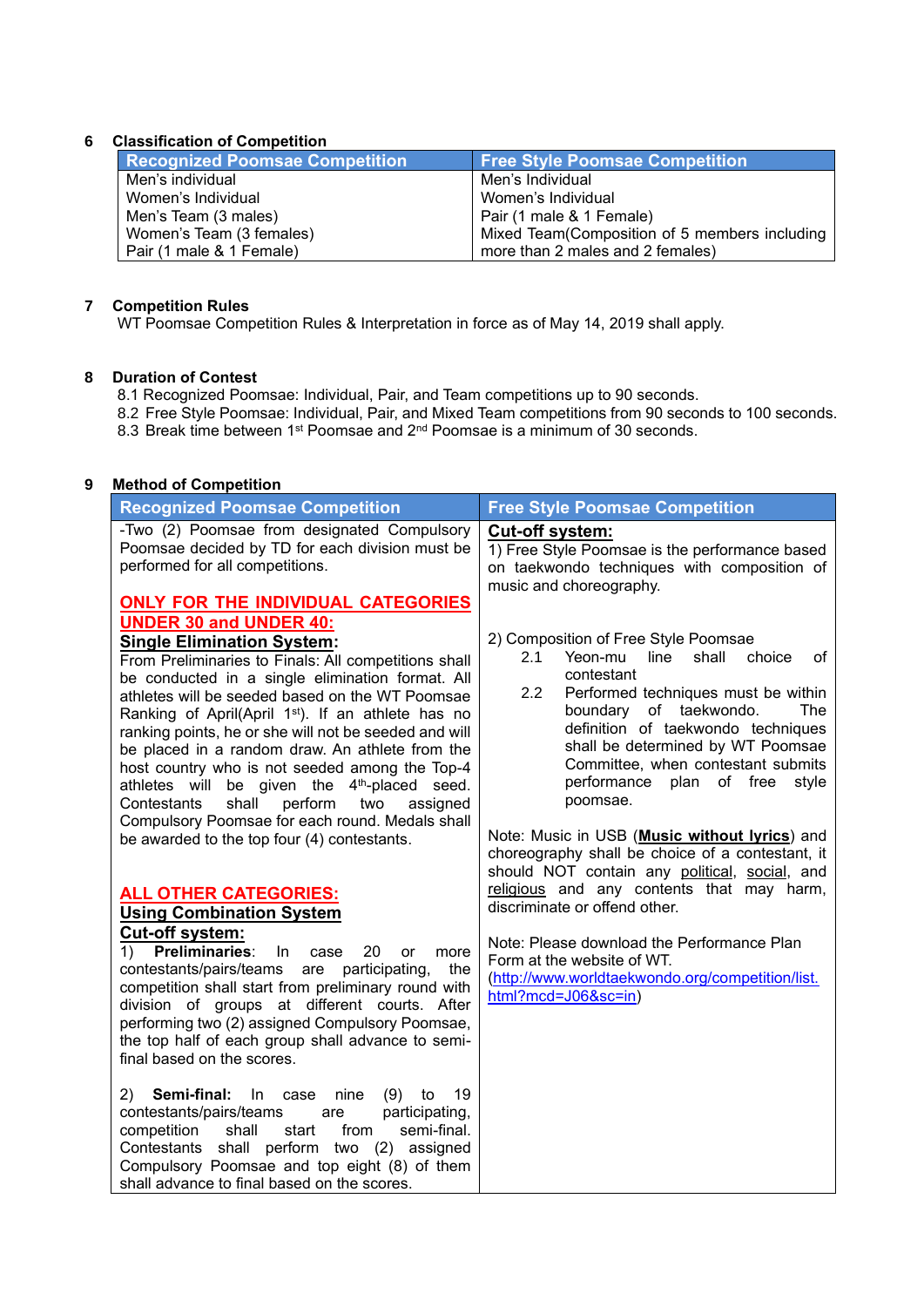## 6 Classification of Competition

| Recognized Poomsae Competition | Free Style Poomsae Competition |
|---|---|
| Men's individual | Men's Individual |
| Women's Individual | Women's Individual |
| Men's Team (3 males) | Pair (1 male & 1 Female) |
| Women's Team (3 females) | Mixed Team(Composition of 5 members including more than 2 males and 2 females) |
| Pair (1 male & 1 Female) | |

## 7 Competition Rules

WT Poomsae Competition Rules & Interpretation in force as of May 14, 2019 shall apply.

## 8 Duration of Contest

8.1 Recognized Poomsae: Individual, Pair, and Team competitions up to 90 seconds.
8.2 Free Style Poomsae: Individual, Pair, and Mixed Team competitions from 90 seconds to 100 seconds.
8.3 Break time between 1st Poomsae and 2nd Poomsae is a minimum of 30 seconds.

## 9 Method of Competition

| Recognized Poomsae Competition | Free Style Poomsae Competition |
|---|---|
| -Two (2) Poomsae from designated Compulsory Poomsae decided by TD for each division must be performed for all competitions.<br><br>**ONLY FOR THE INDIVIDUAL CATEGORIES UNDER 30 and UNDER 40:**<br>**Single Elimination System:**<br>From Preliminaries to Finals: All competitions shall be conducted in a single elimination format. All athletes will be seeded based on the WT Poomsae Ranking of April(April 1st). If an athlete has no ranking points, he or she will not be seeded and will be placed in a random draw. An athlete from the host country who is not seeded among the Top-4 athletes will be given the 4th-placed seed. Contestants shall perform two assigned Compulsory Poomsae for each round. Medals shall be awarded to the top four (4) contestants.<br><br>**ALL OTHER CATEGORIES:**<br>**Using Combination System**<br>**Cut-off system:**<br>1) **Preliminaries**: In case 20 or more contestants/pairs/teams are participating, the competition shall start from preliminary round with division of groups at different courts. After performing two (2) assigned Compulsory Poomsae, the top half of each group shall advance to semi-final based on the scores.<br><br>2) **Semi-final:** In case nine (9) to 19 contestants/pairs/teams are participating, competition shall start from semi-final. Contestants shall perform two (2) assigned Compulsory Poomsae and top eight (8) of them shall advance to final based on the scores. | **Cut-off system:**<br>1) Free Style Poomsae is the performance based on taekwondo techniques with composition of music and choreography.<br><br>2) Composition of Free Style Poomsae<br>2.1 Yeon-mu line shall choice of contestant<br>2.2 Performed techniques must be within boundary of taekwondo. The definition of taekwondo techniques shall be determined by WT Poomsae Committee, when contestant submits performance plan of free style poomsae.<br><br>Note: Music in USB (**Music without lyrics**) and choreography shall be choice of a contestant, it should NOT contain any political, social, and religious and any contents that may harm, discriminate or offend other.<br><br>Note: Please download the Performance Plan Form at the website of WT.<br>(http://www.worldtaekwondo.org/competition/list.html?mcd=J06&sc=in) |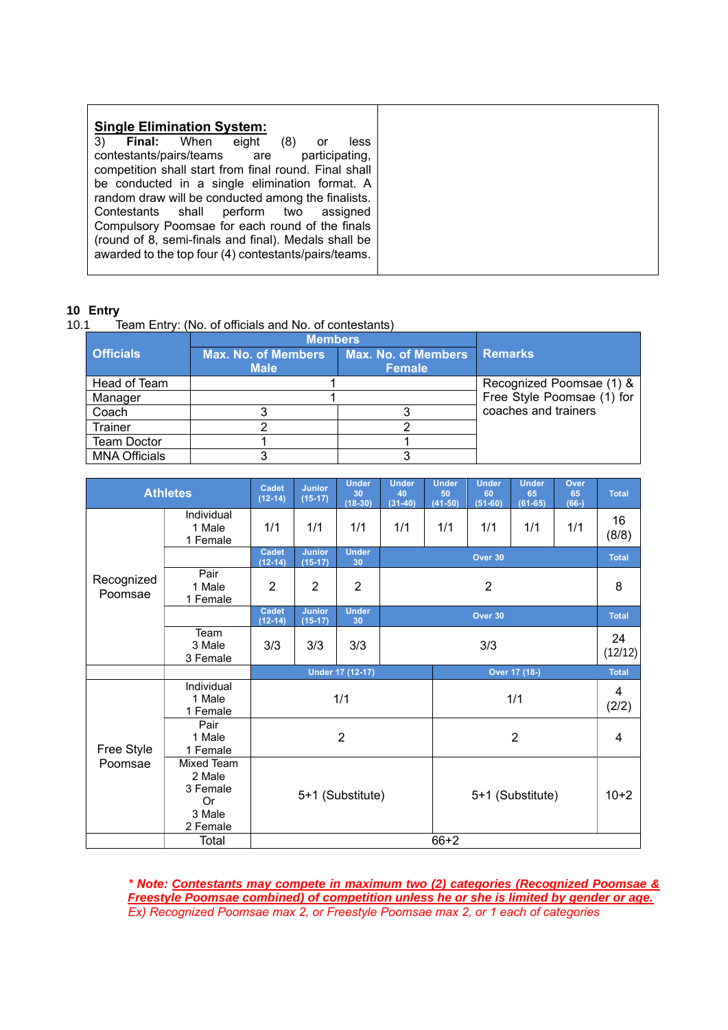| **Single Elimination System:**<br>3) **Final:** When eight (8) or less contestants/pairs/teams are participating, competition shall start from final round. Final shall be conducted in a single elimination format. A random draw will be conducted among the finalists. Contestants shall perform two assigned Compulsory Poomsae for each round of the finals (round of 8, semi-finals and final). Medals shall be awarded to the top four (4) contestants/pairs/teams. | |
|---|---|

## 10 Entry

10.1 Team Entry: (No. of officials and No. of contestants)

| Officials | Members | | Remarks |
|---|---|---|---|
| | Max. No. of Members Male | Max. No. of Members Female | |
| Head of Team | 1 | | Recognized Poomsae (1) & Free Style Poomsae (1) for coaches and trainers |
| Manager | 1 | | |
| Coach | 3 | 3 | |
| Trainer | 2 | 2 | |
| Team Doctor | 1 | 1 | |
| MNA Officials | 3 | 3 | |

| Athletes | | Cadet (12-14) | Junior (15-17) | Under 30 (18-30) | Under 40 (31-40) | Under 50 (41-50) | Under 60 (51-60) | Under 65 (61-65) | Over 65 (66-) | Total |
|---|---|---|---|---|---|---|---|---|---|---|
| Recognized Poomsae | Individual 1 Male 1 Female | 1/1 | 1/1 | 1/1 | 1/1 | 1/1 | 1/1 | 1/1 | 1/1 | 16 (8/8) |
| | | Cadet (12-14) | Junior (15-17) | Under 30 | Over 30 | | | | | Total |
| | Pair 1 Male 1 Female | 2 | 2 | 2 | 2 | | | | | 8 |
| | | Cadet (12-14) | Junior (15-17) | Under 30 | Over 30 | | | | | Total |
| | Team 3 Male 3 Female | 3/3 | 3/3 | 3/3 | 3/3 | | | | | 24 (12/12) |
| | | Under 17 (12-17) | | | | Over 17 (18-) | | | | Total |
| Free Style Poomsae | Individual 1 Male 1 Female | 1/1 | | | | 1/1 | | | | 4 (2/2) |
| | Pair 1 Male 1 Female | 2 | | | | 2 | | | | 4 |
| | Mixed Team 2 Male 3 Female Or 3 Male 2 Female | 5+1 (Substitute) | | | | 5+1 (Substitute) | | | | 10+2 |
| | Total | 66+2 | | | | | | | | |

***\* Note: Contestants may compete in maximum two (2) categories (Recognized Poomsae & Freestyle Poomsae combined) of competition unless he or she is limited by gender or age.***
*Ex) Recognized Poomsae max 2, or Freestyle Poomsae max 2, or 1 each of categories*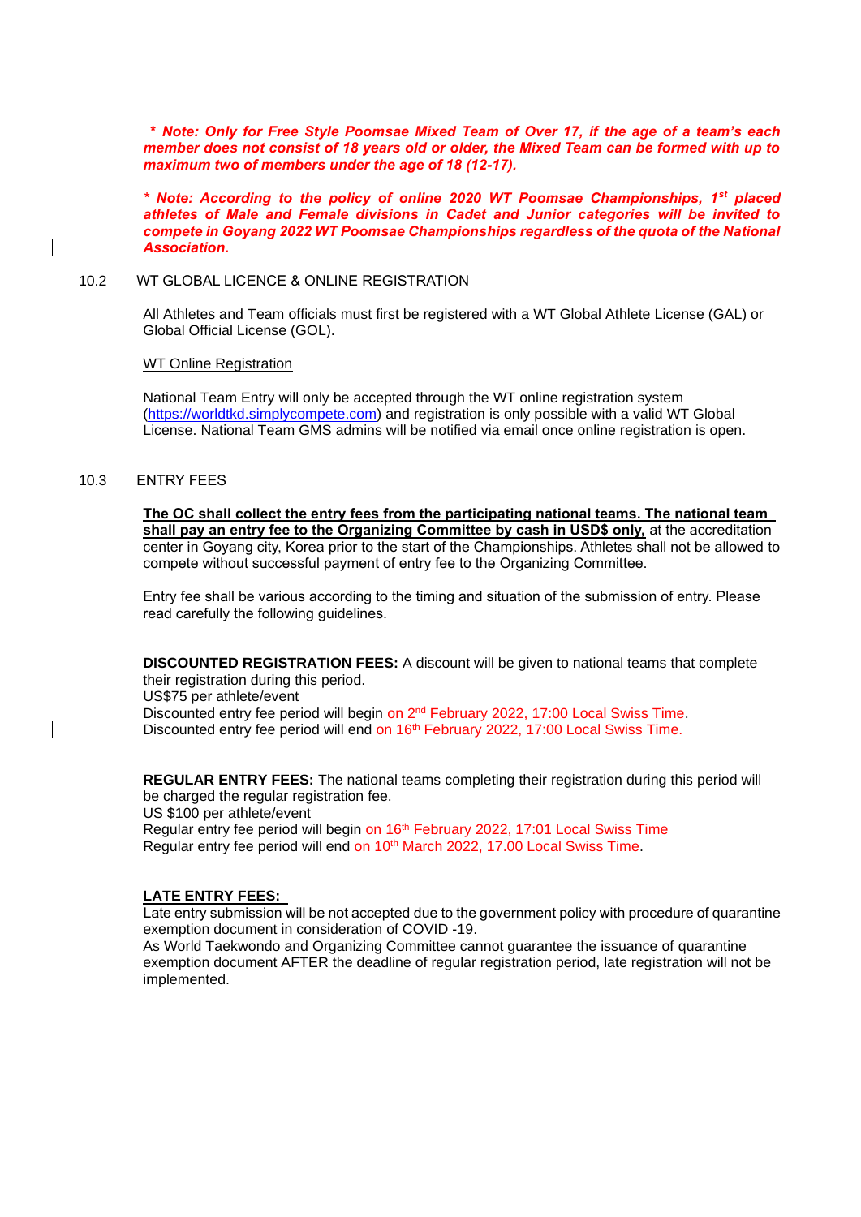***\* Note: Only for Free Style Poomsae Mixed Team of Over 17, if the age of a team's each member does not consist of 18 years old or older, the Mixed Team can be formed with up to maximum two of members under the age of 18 (12-17).***

***\* Note: According to the policy of online 2020 WT Poomsae Championships, 1st placed athletes of Male and Female divisions in Cadet and Junior categories will be invited to compete in Goyang 2022 WT Poomsae Championships regardless of the quota of the National Association.***

## 10.2 WT GLOBAL LICENCE & ONLINE REGISTRATION

All Athletes and Team officials must first be registered with a WT Global Athlete License (GAL) or Global Official License (GOL).

<u>WT Online Registration</u>

National Team Entry will only be accepted through the WT online registration system (https://worldtkd.simplycompete.com) and registration is only possible with a valid WT Global License. National Team GMS admins will be notified via email once online registration is open.

## 10.3 ENTRY FEES

**<u>The OC shall collect the entry fees from the participating national teams. The national team shall pay an entry fee to the Organizing Committee by cash in USD$ only,</u>** at the accreditation center in Goyang city, Korea prior to the start of the Championships. Athletes shall not be allowed to compete without successful payment of entry fee to the Organizing Committee.

Entry fee shall be various according to the timing and situation of the submission of entry. Please read carefully the following guidelines.

**DISCOUNTED REGISTRATION FEES:** A discount will be given to national teams that complete their registration during this period.
US$75 per athlete/event
Discounted entry fee period will begin on 2nd February 2022, 17:00 Local Swiss Time.
Discounted entry fee period will end on 16th February 2022, 17:00 Local Swiss Time.

**REGULAR ENTRY FEES:** The national teams completing their registration during this period will be charged the regular registration fee.
US $100 per athlete/event
Regular entry fee period will begin on 16th February 2022, 17:01 Local Swiss Time
Regular entry fee period will end on 10th March 2022, 17.00 Local Swiss Time.

**<u>LATE ENTRY FEES:</u>**
Late entry submission will be not accepted due to the government policy with procedure of quarantine exemption document in consideration of COVID -19.
As World Taekwondo and Organizing Committee cannot guarantee the issuance of quarantine exemption document AFTER the deadline of regular registration period, late registration will not be implemented.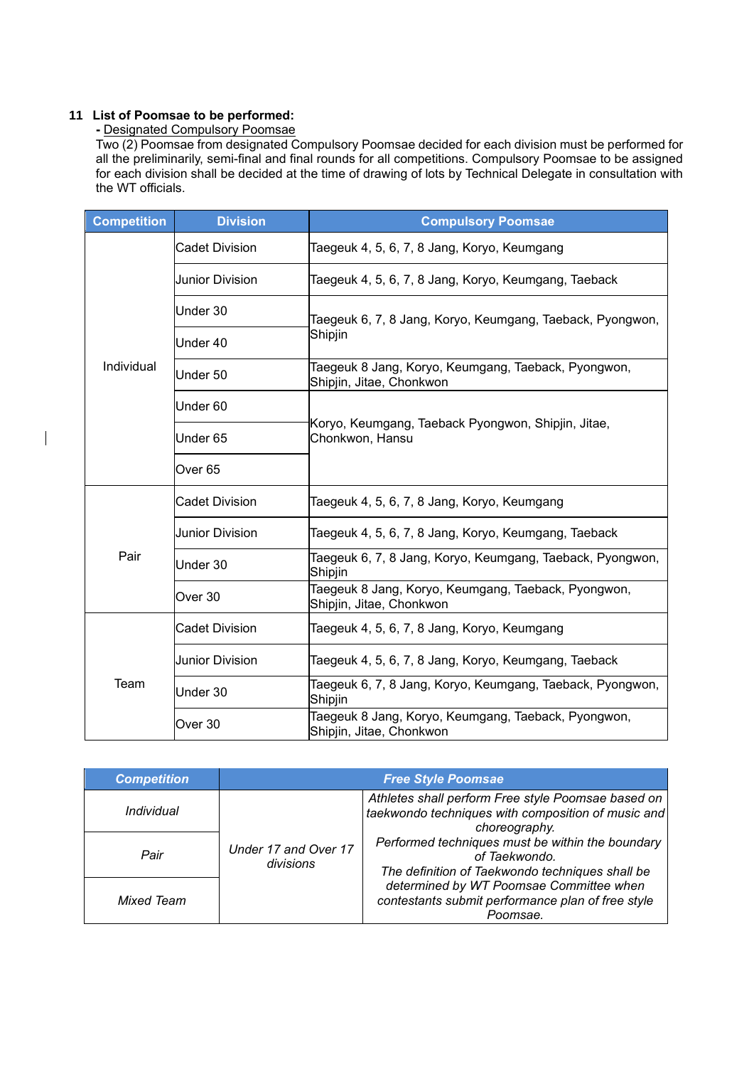## 11 List of Poomsae to be performed:

- Designated Compulsory Poomsae

Two (2) Poomsae from designated Compulsory Poomsae decided for each division must be performed for all the preliminarily, semi-final and final rounds for all competitions. Compulsory Poomsae to be assigned for each division shall be decided at the time of drawing of lots by Technical Delegate in consultation with the WT officials.

| Competition | Division | Compulsory Poomsae |
|---|---|---|
| Individual | Cadet Division | Taegeuk 4, 5, 6, 7, 8 Jang, Koryo, Keumgang |
| | Junior Division | Taegeuk 4, 5, 6, 7, 8 Jang, Koryo, Keumgang, Taeback |
| | Under 30 | Taegeuk 6, 7, 8 Jang, Koryo, Keumgang, Taeback, Pyongwon, Shipjin |
| | Under 40 | |
| | Under 50 | Taegeuk 8 Jang, Koryo, Keumgang, Taeback, Pyongwon, Shipjin, Jitae, Chonkwon |
| | Under 60 | Koryo, Keumgang, Taeback Pyongwon, Shipjin, Jitae, Chonkwon, Hansu |
| | Under 65 | |
| | Over 65 | |
| Pair | Cadet Division | Taegeuk 4, 5, 6, 7, 8 Jang, Koryo, Keumgang |
| | Junior Division | Taegeuk 4, 5, 6, 7, 8 Jang, Koryo, Keumgang, Taeback |
| | Under 30 | Taegeuk 6, 7, 8 Jang, Koryo, Keumgang, Taeback, Pyongwon, Shipjin |
| | Over 30 | Taegeuk 8 Jang, Koryo, Keumgang, Taeback, Pyongwon, Shipjin, Jitae, Chonkwon |
| Team | Cadet Division | Taegeuk 4, 5, 6, 7, 8 Jang, Koryo, Keumgang |
| | Junior Division | Taegeuk 4, 5, 6, 7, 8 Jang, Koryo, Keumgang, Taeback |
| | Under 30 | Taegeuk 6, 7, 8 Jang, Koryo, Keumgang, Taeback, Pyongwon, Shipjin |
| | Over 30 | Taegeuk 8 Jang, Koryo, Keumgang, Taeback, Pyongwon, Shipjin, Jitae, Chonkwon |

| *Competition* | *Free Style Poomsae* | |
|---|---|---|
| *Individual* | *Under 17 and Over 17 divisions* | *Athletes shall perform Free style Poomsae based on taekwondo techniques with composition of music and choreography. Performed techniques must be within the boundary of Taekwondo. The definition of Taekwondo techniques shall be determined by WT Poomsae Committee when contestants submit performance plan of free style Poomsae.* |
| *Pair* | | |
| *Mixed Team* | | |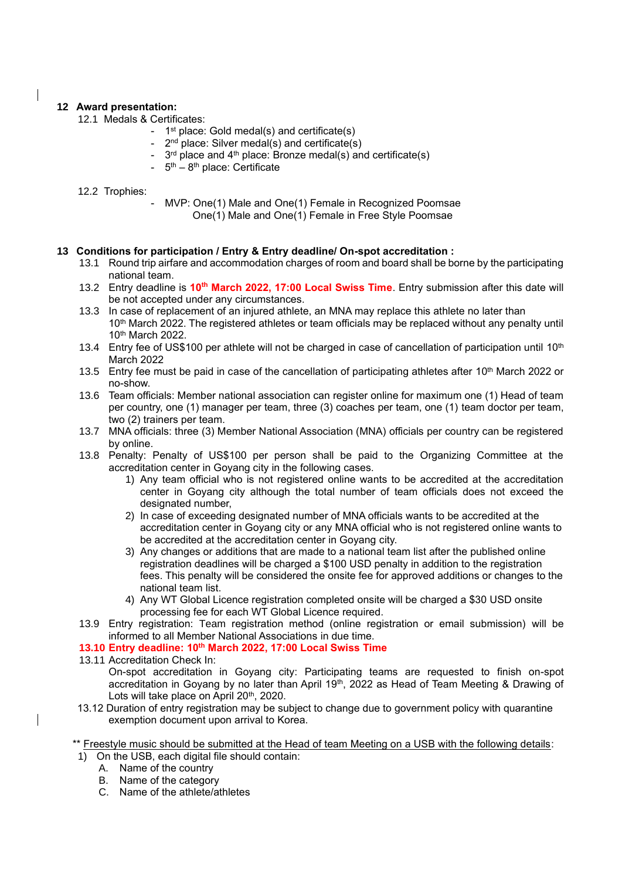## 12 Award presentation:

12.1 Medals & Certificates:

- 1st place: Gold medal(s) and certificate(s)
- 2nd place: Silver medal(s) and certificate(s)
- 3rd place and 4th place: Bronze medal(s) and certificate(s)
- 5th – 8th place: Certificate

12.2 Trophies:

- MVP: One(1) Male and One(1) Female in Recognized Poomsae
  One(1) Male and One(1) Female in Free Style Poomsae

## 13 Conditions for participation / Entry & Entry deadline/ On-spot accreditation :

13.1 Round trip airfare and accommodation charges of room and board shall be borne by the participating national team.

13.2 Entry deadline is **10th March 2022, 17:00 Local Swiss Time**. Entry submission after this date will be not accepted under any circumstances.

13.3 In case of replacement of an injured athlete, an MNA may replace this athlete no later than 10th March 2022. The registered athletes or team officials may be replaced without any penalty until 10th March 2022.

13.4 Entry fee of US$100 per athlete will not be charged in case of cancellation of participation until 10th March 2022

13.5 Entry fee must be paid in case of the cancellation of participating athletes after 10th March 2022 or no-show.

13.6 Team officials: Member national association can register online for maximum one (1) Head of team per country, one (1) manager per team, three (3) coaches per team, one (1) team doctor per team, two (2) trainers per team.

13.7 MNA officials: three (3) Member National Association (MNA) officials per country can be registered by online.

13.8 Penalty: Penalty of US$100 per person shall be paid to the Organizing Committee at the accreditation center in Goyang city in the following cases.

1) Any team official who is not registered online wants to be accredited at the accreditation center in Goyang city although the total number of team officials does not exceed the designated number,
2) In case of exceeding designated number of MNA officials wants to be accredited at the accreditation center in Goyang city or any MNA official who is not registered online wants to be accredited at the accreditation center in Goyang city.
3) Any changes or additions that are made to a national team list after the published online registration deadlines will be charged a $100 USD penalty in addition to the registration fees. This penalty will be considered the onsite fee for approved additions or changes to the national team list.
4) Any WT Global Licence registration completed onsite will be charged a $30 USD onsite processing fee for each WT Global Licence required.

13.9 Entry registration: Team registration method (online registration or email submission) will be informed to all Member National Associations in due time.

**13.10 Entry deadline: 10th March 2022, 17:00 Local Swiss Time**

13.11 Accreditation Check In:
On-spot accreditation in Goyang city: Participating teams are requested to finish on-spot accreditation in Goyang by no later than April 19th, 2022 as Head of Team Meeting & Drawing of Lots will take place on April 20th, 2020.

13.12 Duration of entry registration may be subject to change due to government policy with quarantine exemption document upon arrival to Korea.

** Freestyle music should be submitted at the Head of team Meeting on a USB with the following details:

1) On the USB, each digital file should contain:
   A. Name of the country
   B. Name of the category
   C. Name of the athlete/athletes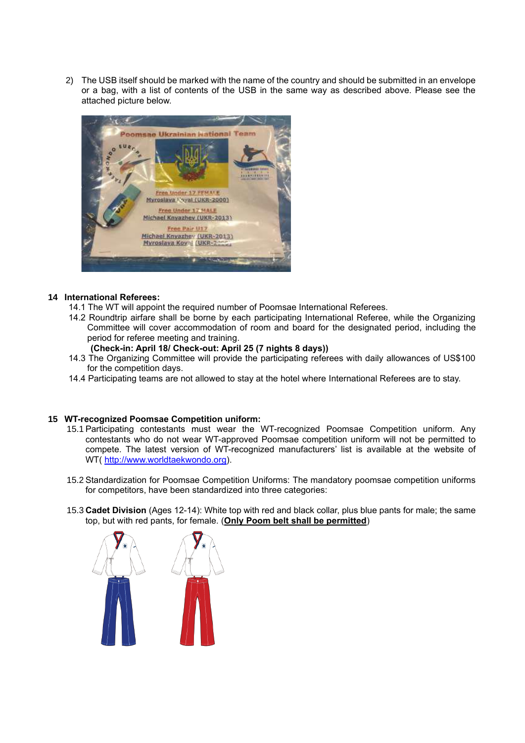2) The USB itself should be marked with the name of the country and should be submitted in an envelope or a bag, with a list of contents of the USB in the same way as described above. Please see the attached picture below.

## 14 International Referees:

14.1 The WT will appoint the required number of Poomsae International Referees.

14.2 Roundtrip airfare shall be borne by each participating International Referee, while the Organizing Committee will cover accommodation of room and board for the designated period, including the period for referee meeting and training.

**(Check-in: April 18/ Check-out: April 25 (7 nights 8 days))**

14.3 The Organizing Committee will provide the participating referees with daily allowances of US$100 for the competition days.

14.4 Participating teams are not allowed to stay at the hotel where International Referees are to stay.

## 15 WT-recognized Poomsae Competition uniform:

15.1 Participating contestants must wear the WT-recognized Poomsae Competition uniform. Any contestants who do not wear WT-approved Poomsae competition uniform will not be permitted to compete. The latest version of WT-recognized manufacturers' list is available at the website of WT( http://www.worldtaekwondo.org).

15.2 Standardization for Poomsae Competition Uniforms: The mandatory poomsae competition uniforms for competitors, have been standardized into three categories:

15.3 **Cadet Division** (Ages 12-14): White top with red and black collar, plus blue pants for male; the same top, but with red pants, for female. (**Only Poom belt shall be permitted**)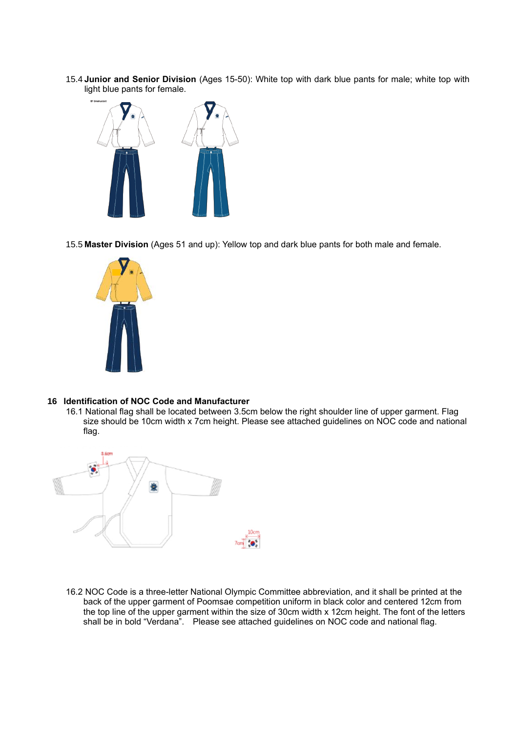15.4 **Junior and Senior Division** (Ages 15-50): White top with dark blue pants for male; white top with light blue pants for female.

15.5 **Master Division** (Ages 51 and up): Yellow top and dark blue pants for both male and female.

## 16 Identification of NOC Code and Manufacturer

16.1 National flag shall be located between 3.5cm below the right shoulder line of upper garment. Flag size should be 10cm width x 7cm height. Please see attached guidelines on NOC code and national flag.

16.2 NOC Code is a three-letter National Olympic Committee abbreviation, and it shall be printed at the back of the upper garment of Poomsae competition uniform in black color and centered 12cm from the top line of the upper garment within the size of 30cm width x 12cm height. The font of the letters shall be in bold "Verdana". Please see attached guidelines on NOC code and national flag.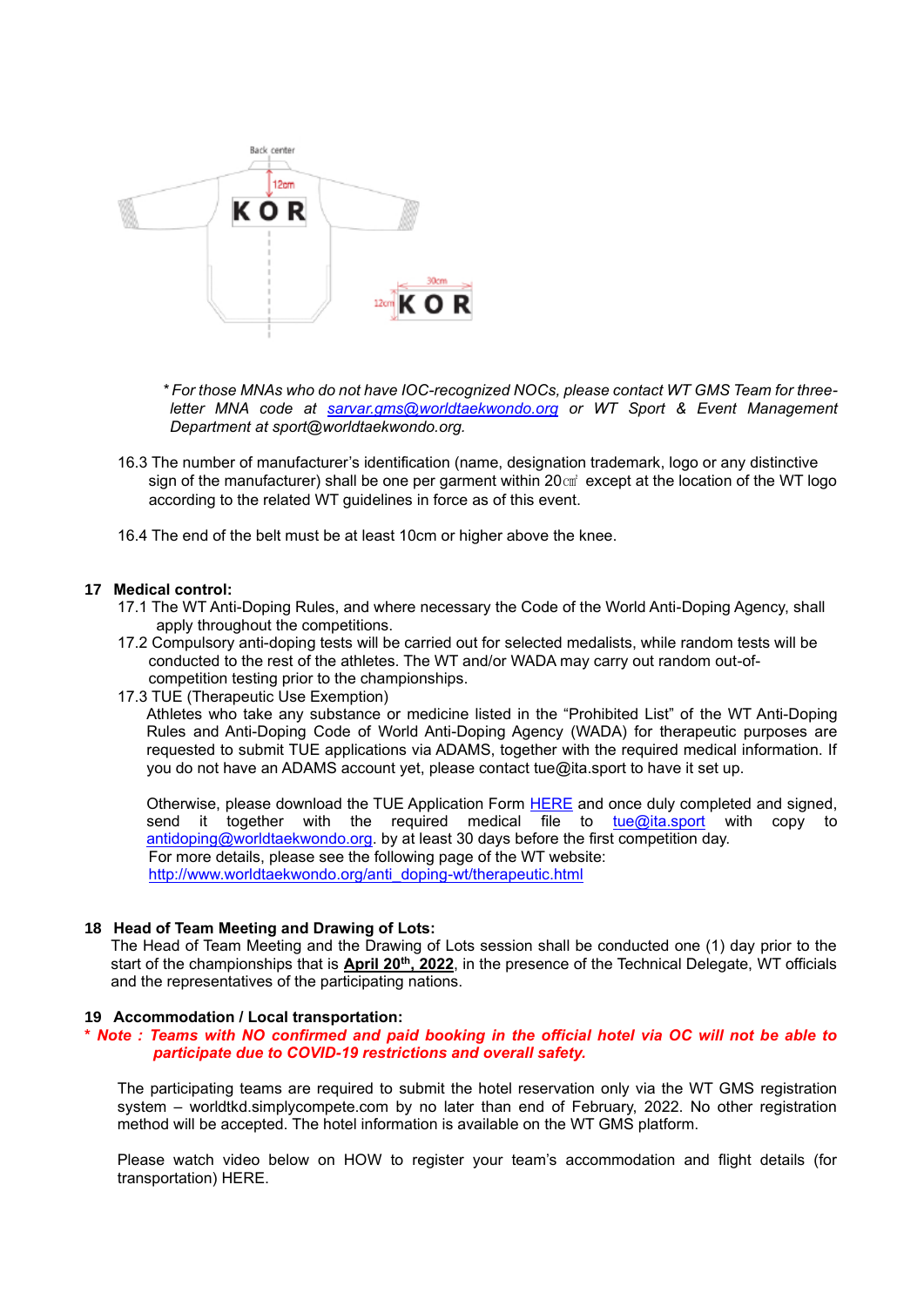*\* For those MNAs who do not have IOC-recognized NOCs, please contact WT GMS Team for three-letter MNA code at [sarvar.gms@worldtaekwondo.org](mailto:sarvar.gms@worldtaekwondo.org) or WT Sport & Event Management Department at sport@worldtaekwondo.org.*

16.3 The number of manufacturer's identification (name, designation trademark, logo or any distinctive sign of the manufacturer) shall be one per garment within 20㎠ except at the location of the WT logo according to the related WT guidelines in force as of this event.

16.4 The end of the belt must be at least 10cm or higher above the knee.

## 17 Medical control:

17.1 The WT Anti-Doping Rules, and where necessary the Code of the World Anti-Doping Agency, shall apply throughout the competitions.

17.2 Compulsory anti-doping tests will be carried out for selected medalists, while random tests will be conducted to the rest of the athletes. The WT and/or WADA may carry out random out-of-competition testing prior to the championships.

17.3 TUE (Therapeutic Use Exemption)

Athletes who take any substance or medicine listed in the "Prohibited List" of the WT Anti-Doping Rules and Anti-Doping Code of World Anti-Doping Agency (WADA) for therapeutic purposes are requested to submit TUE applications via ADAMS, together with the required medical information. If you do not have an ADAMS account yet, please contact tue@ita.sport to have it set up.

Otherwise, please download the TUE Application Form HERE and once duly completed and signed, send it together with the required medical file to [tue@ita.sport](mailto:tue@ita.sport) with copy to [antidoping@worldtaekwondo.org](mailto:antidoping@worldtaekwondo.org). by at least 30 days before the first competition day.
For more details, please see the following page of the WT website:
http://www.worldtaekwondo.org/anti_doping-wt/therapeutic.html

## 18 Head of Team Meeting and Drawing of Lots:

The Head of Team Meeting and the Drawing of Lots session shall be conducted one (1) day prior to the start of the championships that is **April 20th, 2022**, in the presence of the Technical Delegate, WT officials and the representatives of the participating nations.

## 19 Accommodation / Local transportation:

***\* Note : Teams with NO confirmed and paid booking in the official hotel via OC will not be able to participate due to COVID-19 restrictions and overall safety.***

The participating teams are required to submit the hotel reservation only via the WT GMS registration system – worldtkd.simplycompete.com by no later than end of February, 2022. No other registration method will be accepted. The hotel information is available on the WT GMS platform.

Please watch video below on HOW to register your team's accommodation and flight details (for transportation) HERE.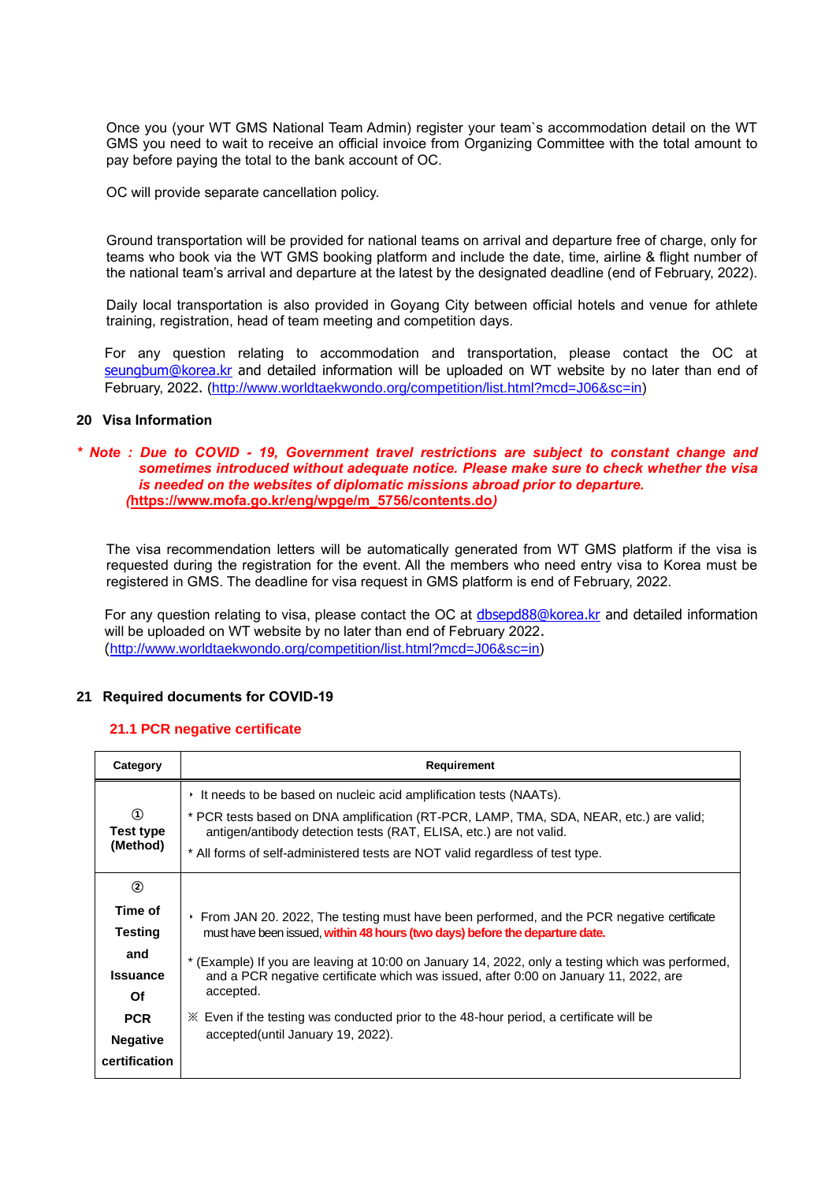Once you (your WT GMS National Team Admin) register your team`s accommodation detail on the WT GMS you need to wait to receive an official invoice from Organizing Committee with the total amount to pay before paying the total to the bank account of OC.

OC will provide separate cancellation policy.

Ground transportation will be provided for national teams on arrival and departure free of charge, only for teams who book via the WT GMS booking platform and include the date, time, airline & flight number of the national team's arrival and departure at the latest by the designated deadline (end of February, 2022).

Daily local transportation is also provided in Goyang City between official hotels and venue for athlete training, registration, head of team meeting and competition days.

For any question relating to accommodation and transportation, please contact the OC at seungbum@korea.kr and detailed information will be uploaded on WT website by no later than end of February, 2022. (http://www.worldtaekwondo.org/competition/list.html?mcd=J06&sc=in)

## 20 Visa Information

***\* Note : Due to COVID - 19, Government travel restrictions are subject to constant change and sometimes introduced without adequate notice. Please make sure to check whether the visa is needed on the websites of diplomatic missions abroad prior to departure. (https://www.mofa.go.kr/eng/wpge/m_5756/contents.do)***

The visa recommendation letters will be automatically generated from WT GMS platform if the visa is requested during the registration for the event. All the members who need entry visa to Korea must be registered in GMS. The deadline for visa request in GMS platform is end of February, 2022.

For any question relating to visa, please contact the OC at dbsepd88@korea.kr and detailed information will be uploaded on WT website by no later than end of February 2022. (http://www.worldtaekwondo.org/competition/list.html?mcd=J06&sc=in)

## 21 Required documents for COVID-19

### 21.1 PCR negative certificate

| Category | Requirement |
|---|---|
| ① **Test type (Method)** | ‣ It needs to be based on nucleic acid amplification tests (NAATs).<br>* PCR tests based on DNA amplification (RT-PCR, LAMP, TMA, SDA, NEAR, etc.) are valid; antigen/antibody detection tests (RAT, ELISA, etc.) are not valid.<br>* All forms of self-administered tests are NOT valid regardless of test type. |
| ② **Time of Testing and Issuance Of PCR Negative certification** | ‣ From JAN 20. 2022, The testing must have been performed, and the PCR negative certificate must have been issued, **within 48 hours (two days) before the departure date.**<br>* (Example) If you are leaving at 10:00 on January 14, 2022, only a testing which was performed, and a PCR negative certificate which was issued, after 0:00 on January 11, 2022, are accepted.<br>※ Even if the testing was conducted prior to the 48-hour period, a certificate will be accepted(until January 19, 2022). |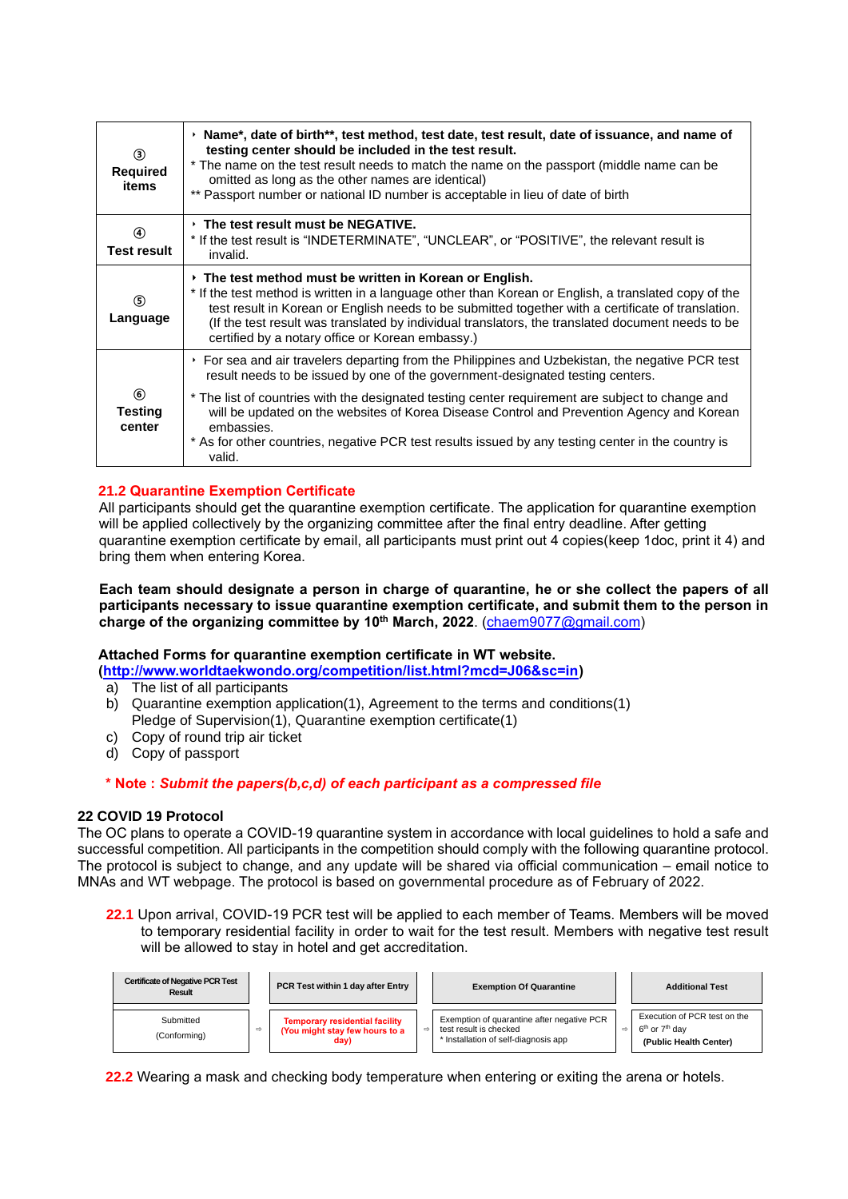| | |
|---|---|
| ③ **Required items** | ‣ **Name\*, date of birth\*\*, test method, test date, test result, date of issuance, and name of testing center should be included in the test result.**<br>\* The name on the test result needs to match the name on the passport (middle name can be omitted as long as the other names are identical)<br>\*\* Passport number or national ID number is acceptable in lieu of date of birth |
| ④ **Test result** | ‣ **The test result must be NEGATIVE.**<br>\* If the test result is "INDETERMINATE", "UNCLEAR", or "POSITIVE", the relevant result is invalid. |
| ⑤ **Language** | ‣ **The test method must be written in Korean or English.**<br>\* If the test method is written in a language other than Korean or English, a translated copy of the test result in Korean or English needs to be submitted together with a certificate of translation. (If the test result was translated by individual translators, the translated document needs to be certified by a notary office or Korean embassy.) |
| ⑥ **Testing center** | ‣ For sea and air travelers departing from the Philippines and Uzbekistan, the negative PCR test result needs to be issued by one of the government-designated testing centers.<br>\* The list of countries with the designated testing center requirement are subject to change and will be updated on the websites of Korea Disease Control and Prevention Agency and Korean embassies.<br>\* As for other countries, negative PCR test results issued by any testing center in the country is valid. |

### 21.2 Quarantine Exemption Certificate

All participants should get the quarantine exemption certificate. The application for quarantine exemption will be applied collectively by the organizing committee after the final entry deadline. After getting quarantine exemption certificate by email, all participants must print out 4 copies(keep 1doc, print it 4) and bring them when entering Korea.

**Each team should designate a person in charge of quarantine, he or she collect the papers of all participants necessary to issue quarantine exemption certificate, and submit them to the person in charge of the organizing committee by 10th March, 2022**. (chaem9077@gmail.com)

**Attached Forms for quarantine exemption certificate in WT website.**
**(http://www.worldtaekwondo.org/competition/list.html?mcd=J06&sc=in)**

a) The list of all participants
b) Quarantine exemption application(1), Agreement to the terms and conditions(1) Pledge of Supervision(1), Quarantine exemption certificate(1)
c) Copy of round trip air ticket
d) Copy of passport

**\* Note : *Submit the papers(b,c,d) of each participant as a compressed file***

## 22 COVID 19 Protocol

The OC plans to operate a COVID-19 quarantine system in accordance with local guidelines to hold a safe and successful competition. All participants in the competition should comply with the following quarantine protocol. The protocol is subject to change, and any update will be shared via official communication – email notice to MNAs and WT webpage. The protocol is based on governmental procedure as of February of 2022.

**22.1** Upon arrival, COVID-19 PCR test will be applied to each member of Teams. Members will be moved to temporary residential facility in order to wait for the test result. Members with negative test result will be allowed to stay in hotel and get accreditation.

| Certificate of Negative PCR Test Result | | PCR Test within 1 day after Entry | | Exemption Of Quarantine | | Additional Test |
|---|---|---|---|---|---|---|
| Submitted (Conforming) | ⇨ | **Temporary residential facility (You might stay few hours to a day)** | ⇨ | Exemption of quarantine after negative PCR test result is checked<br>\* Installation of self-diagnosis app | ⇨ | Execution of PCR test on the 6th or 7th day **(Public Health Center)** |

**22.2** Wearing a mask and checking body temperature when entering or exiting the arena or hotels.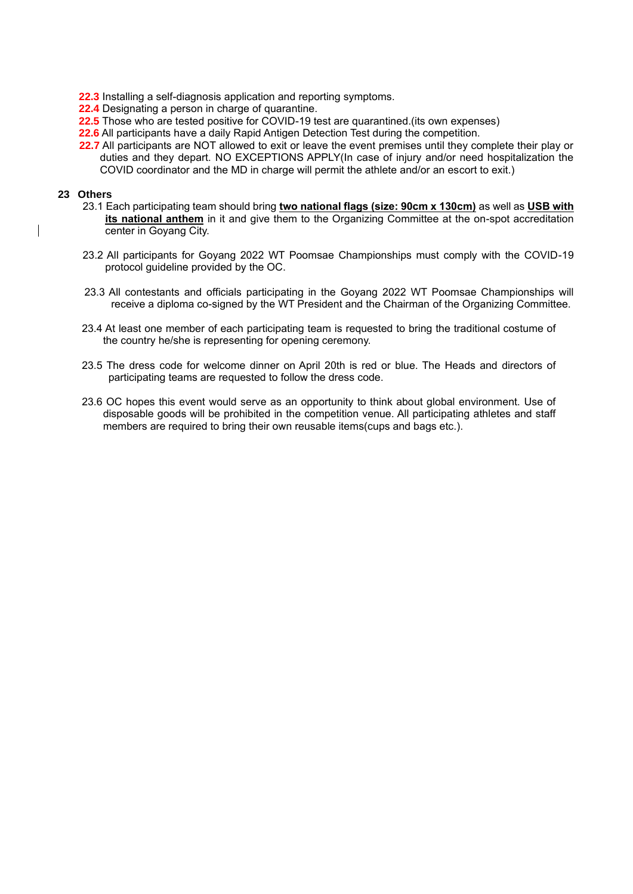**22.3** Installing a self-diagnosis application and reporting symptoms.
**22.4** Designating a person in charge of quarantine.
**22.5** Those who are tested positive for COVID-19 test are quarantined.(its own expenses)
**22.6** All participants have a daily Rapid Antigen Detection Test during the competition.
**22.7** All participants are NOT allowed to exit or leave the event premises until they complete their play or duties and they depart. NO EXCEPTIONS APPLY(In case of injury and/or need hospitalization the COVID coordinator and the MD in charge will permit the athlete and/or an escort to exit.)

## 23 Others

23.1 Each participating team should bring **two national flags (size: 90cm x 130cm)** as well as **USB with its national anthem** in it and give them to the Organizing Committee at the on-spot accreditation center in Goyang City.

23.2 All participants for Goyang 2022 WT Poomsae Championships must comply with the COVID-19 protocol guideline provided by the OC.

23.3 All contestants and officials participating in the Goyang 2022 WT Poomsae Championships will receive a diploma co-signed by the WT President and the Chairman of the Organizing Committee.

23.4 At least one member of each participating team is requested to bring the traditional costume of the country he/she is representing for opening ceremony.

23.5 The dress code for welcome dinner on April 20th is red or blue. The Heads and directors of participating teams are requested to follow the dress code.

23.6 OC hopes this event would serve as an opportunity to think about global environment. Use of disposable goods will be prohibited in the competition venue. All participating athletes and staff members are required to bring their own reusable items(cups and bags etc.).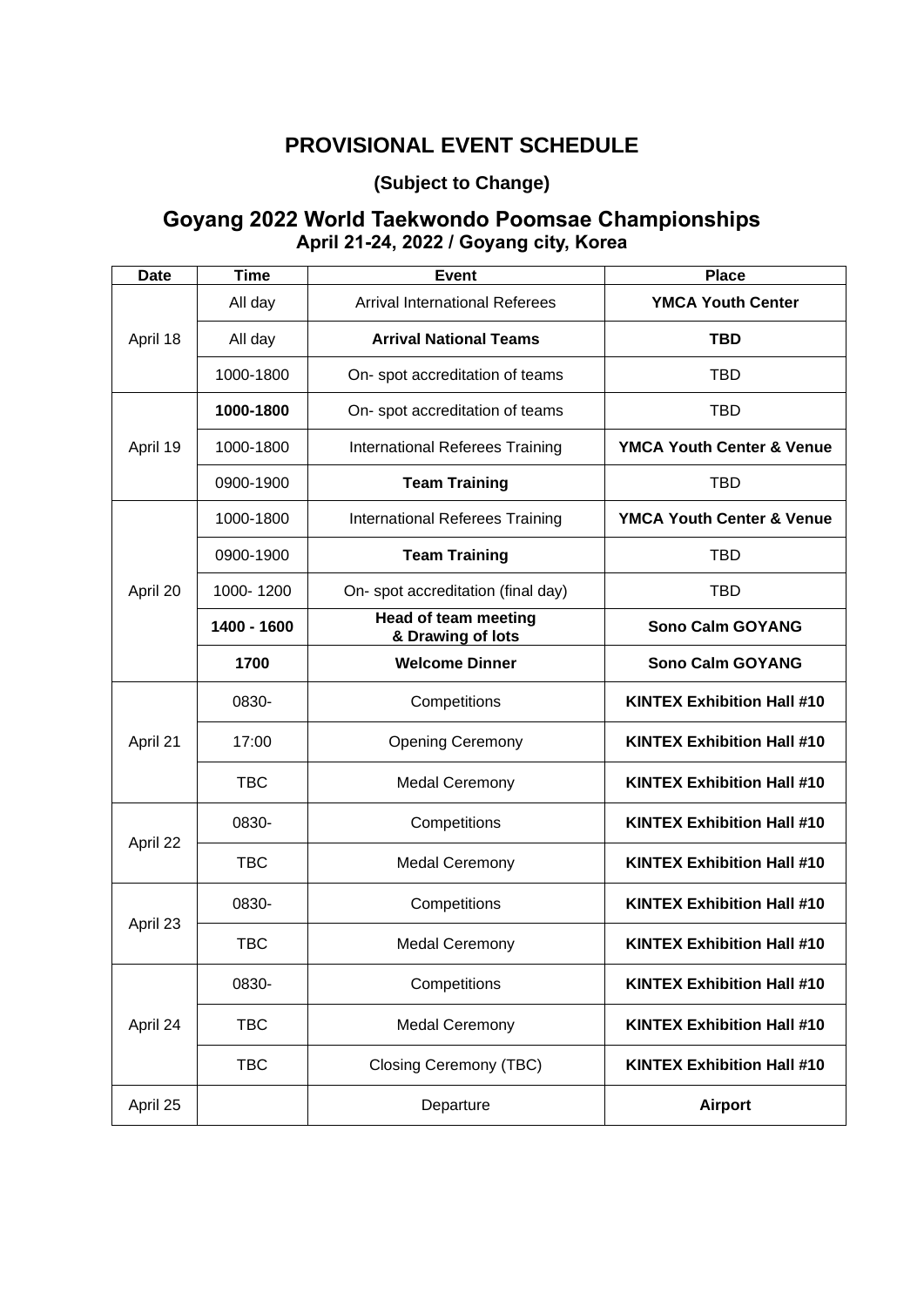# PROVISIONAL EVENT SCHEDULE

### (Subject to Change)

## Goyang 2022 World Taekwondo Poomsae Championships
### April 21-24, 2022 / Goyang city, Korea

| Date | Time | Event | Place |
|---|---|---|---|
| April 18 | All day | Arrival International Referees | **YMCA Youth Center** |
| | All day | **Arrival National Teams** | **TBD** |
| | 1000-1800 | On- spot accreditation of teams | TBD |
| April 19 | **1000-1800** | On- spot accreditation of teams | TBD |
| | 1000-1800 | International Referees Training | **YMCA Youth Center & Venue** |
| | 0900-1900 | **Team Training** | TBD |
| April 20 | 1000-1800 | International Referees Training | **YMCA Youth Center & Venue** |
| | 0900-1900 | **Team Training** | TBD |
| | 1000- 1200 | On- spot accreditation (final day) | TBD |
| | **1400 - 1600** | **Head of team meeting & Drawing of lots** | **Sono Calm GOYANG** |
| | **1700** | **Welcome Dinner** | **Sono Calm GOYANG** |
| April 21 | 0830- | Competitions | **KINTEX Exhibition Hall #10** |
| | 17:00 | Opening Ceremony | **KINTEX Exhibition Hall #10** |
| | TBC | Medal Ceremony | **KINTEX Exhibition Hall #10** |
| April 22 | 0830- | Competitions | **KINTEX Exhibition Hall #10** |
| | TBC | Medal Ceremony | **KINTEX Exhibition Hall #10** |
| April 23 | 0830- | Competitions | **KINTEX Exhibition Hall #10** |
| | TBC | Medal Ceremony | **KINTEX Exhibition Hall #10** |
| April 24 | 0830- | Competitions | **KINTEX Exhibition Hall #10** |
| | TBC | Medal Ceremony | **KINTEX Exhibition Hall #10** |
| | TBC | Closing Ceremony (TBC) | **KINTEX Exhibition Hall #10** |
| April 25 | | Departure | **Airport** |